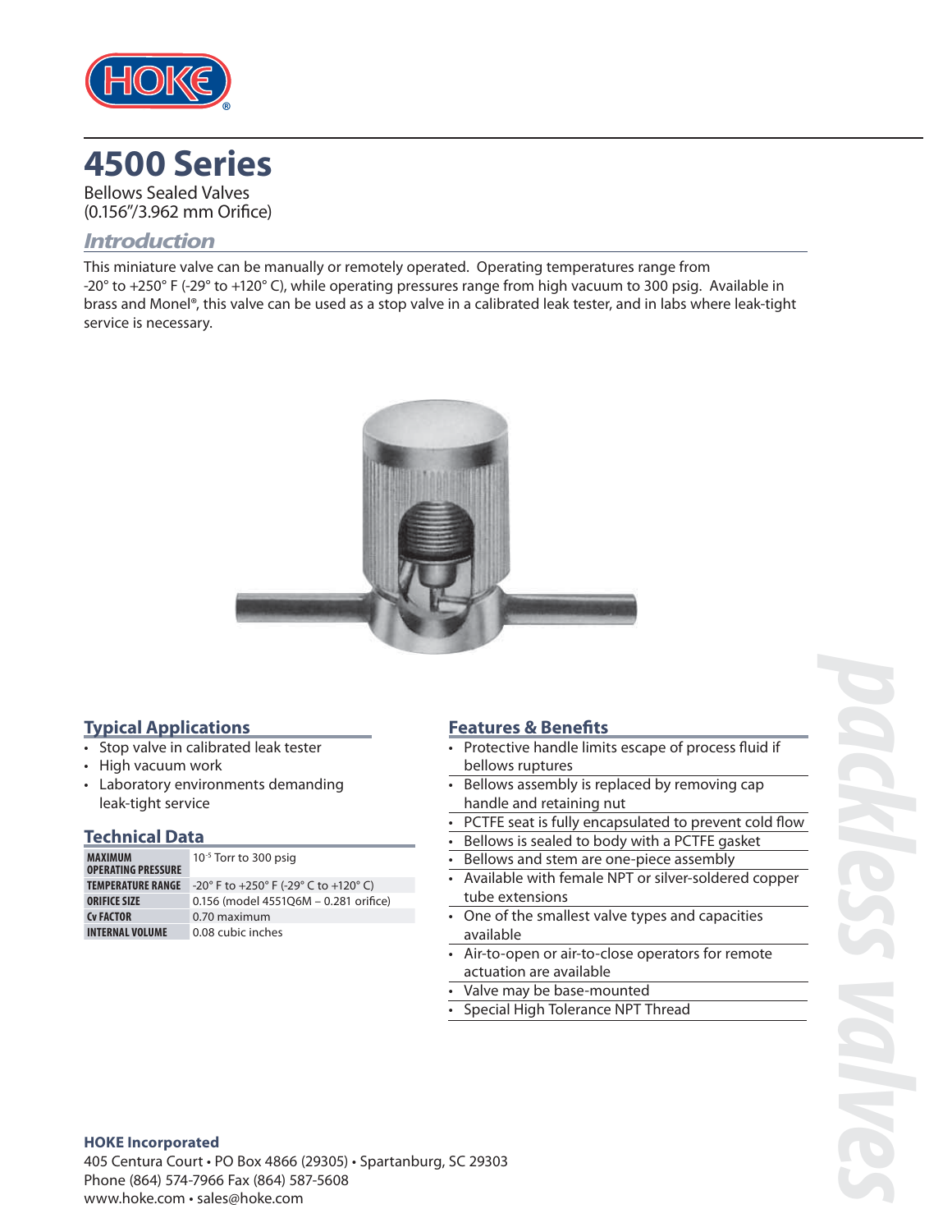# 4500 Series

Bellows Sealed Valves
(0.156"/3.962 mm Orifice)

## Introduction

This miniature valve can be manually or remotely operated. Operating temperatures range from -20° to +250° F (-29° to +120° C), while operating pressures range from high vacuum to 300 psig. Available in brass and Monel®, this valve can be used as a stop valve in a calibrated leak tester, and in labs where leak-tight service is necessary.

## Typical Applications

- Stop valve in calibrated leak tester
- High vacuum work
- Laboratory environments demanding leak-tight service

## Technical Data

| | |
|---|---|
| **MAXIMUM OPERATING PRESSURE** | $10^{-5}$ Torr to 300 psig |
| **TEMPERATURE RANGE** | -20° F to +250° F (-29° C to +120° C) |
| **ORIFICE SIZE** | 0.156 (model 4551Q6M – 0.281 orifice) |
| **Cv FACTOR** | 0.70 maximum |
| **INTERNAL VOLUME** | 0.08 cubic inches |

## Features & Benefits

- Protective handle limits escape of process fluid if bellows ruptures
- Bellows assembly is replaced by removing cap handle and retaining nut
- PCTFE seat is fully encapsulated to prevent cold flow
- Bellows is sealed to body with a PCTFE gasket
- Bellows and stem are one-piece assembly
- Available with female NPT or silver-soldered copper tube extensions
- One of the smallest valve types and capacities available
- Air-to-open or air-to-close operators for remote actuation are available
- Valve may be base-mounted
- Special High Tolerance NPT Thread

packless valves

**HOKE Incorporated**
405 Centura Court • PO Box 4866 (29305) • Spartanburg, SC 29303
Phone (864) 574-7966 Fax (864) 587-5608
www.hoke.com • sales@hoke.com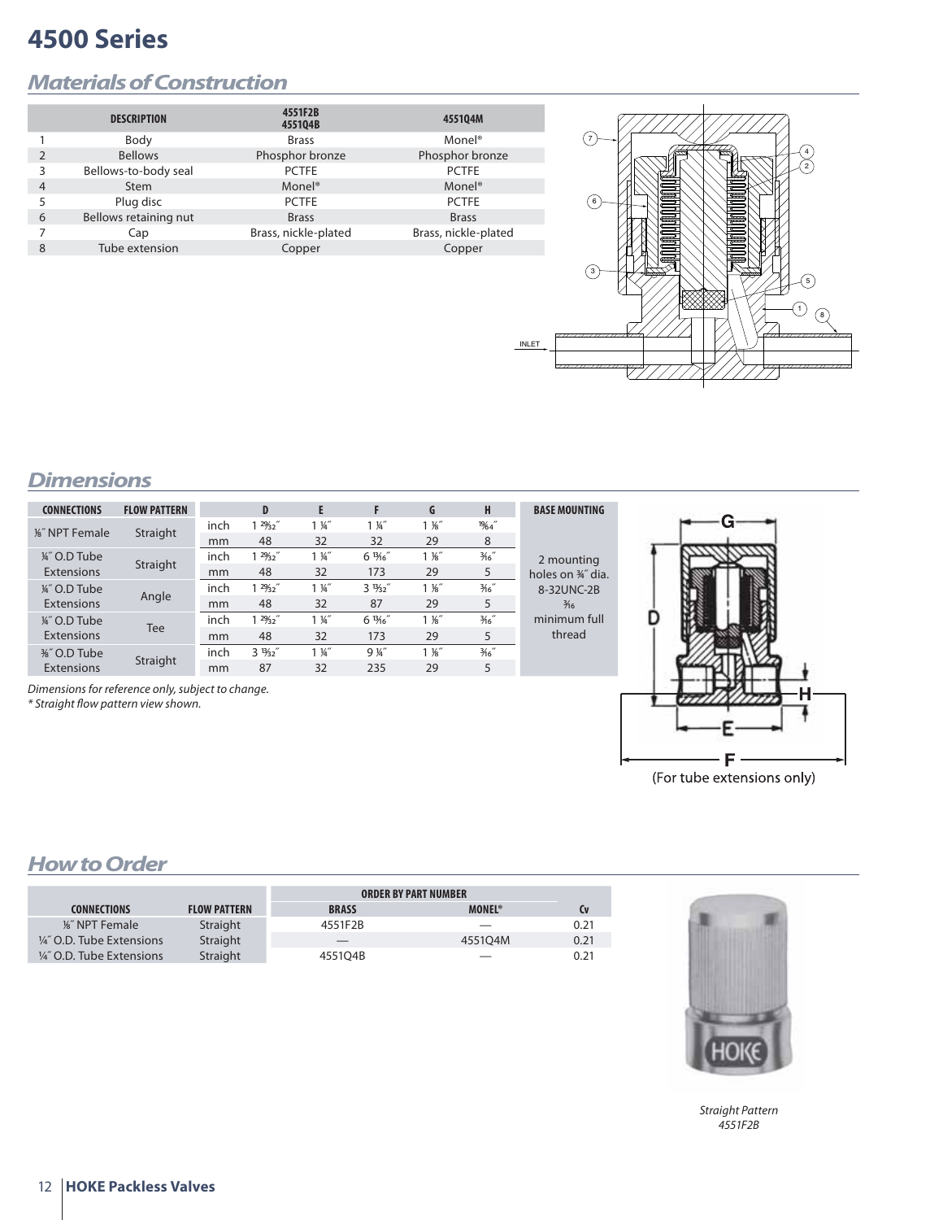# 4500 Series

## Materials of Construction

| | DESCRIPTION | 4551F2B 4551Q4B | 4551Q4M |
|---|---|---|---|
| 1 | Body | Brass | Monel® |
| 2 | Bellows | Phosphor bronze | Phosphor bronze |
| 3 | Bellows-to-body seal | PCTFE | PCTFE |
| 4 | Stem | Monel® | Monel® |
| 5 | Plug disc | PCTFE | PCTFE |
| 6 | Bellows retaining nut | Brass | Brass |
| 7 | Cap | Brass, nickle-plated | Brass, nickle-plated |
| 8 | Tube extension | Copper | Copper |

INLET

## Dimensions

| CONNECTIONS | FLOW PATTERN | | D | E | F | G | H | BASE MOUNTING |
|---|---|---|---|---|---|---|---|---|
| ⅛″ NPT Female | Straight | inch | 1 ²⁹⁄₃₂″ | 1 ¼″ | 1 ¼″ | 1 ⅛″ | ¹⁹⁄₆₄″ | 2 mounting holes on ¾″ dia. 8-32UNC-2B ³⁄₁₆ minimum full thread |
| | | mm | 48 | 32 | 32 | 29 | 8 | |
| ¼″ O.D Tube Extensions | Straight | inch | 1 ²⁹⁄₃₂″ | 1 ¼″ | 6 ¹³⁄₁₆″ | 1 ⅛″ | ³⁄₁₆″ | |
| | | mm | 48 | 32 | 173 | 29 | 5 | |
| ¼″ O.D Tube Extensions | Angle | inch | 1 ²⁹⁄₃₂″ | 1 ¼″ | 3 ¹³⁄₃₂″ | 1 ⅛″ | ³⁄₁₆″ | |
| | | mm | 48 | 32 | 87 | 29 | 5 | |
| ¼″ O.D Tube Extensions | Tee | inch | 1 ²⁹⁄₃₂″ | 1 ¼″ | 6 ¹³⁄₁₆″ | 1 ⅛″ | ³⁄₁₆″ | |
| | | mm | 48 | 32 | 173 | 29 | 5 | |
| ⅜″ O.D Tube Extensions | Straight | inch | 3 ¹³⁄₃₂″ | 1 ¼″ | 9 ¼″ | 1 ⅛″ | ³⁄₁₆″ | |
| | | mm | 87 | 32 | 235 | 29 | 5 | |

*Dimensions for reference only, subject to change.*
*\* Straight flow pattern view shown.*

G
D
H
E
F
(For tube extensions only)

## How to Order

| CONNECTIONS | FLOW PATTERN | ORDER BY PART NUMBER BRASS | MONEL® | Cv |
|---|---|---|---|---|
| ⅛″ NPT Female | Straight | 4551F2B | — | 0.21 |
| ¼″ O.D. Tube Extensions | Straight | — | 4551Q4M | 0.21 |
| ¼″ O.D. Tube Extensions | Straight | 4551Q4B | — | 0.21 |

*Straight Pattern*
*4551F2B*